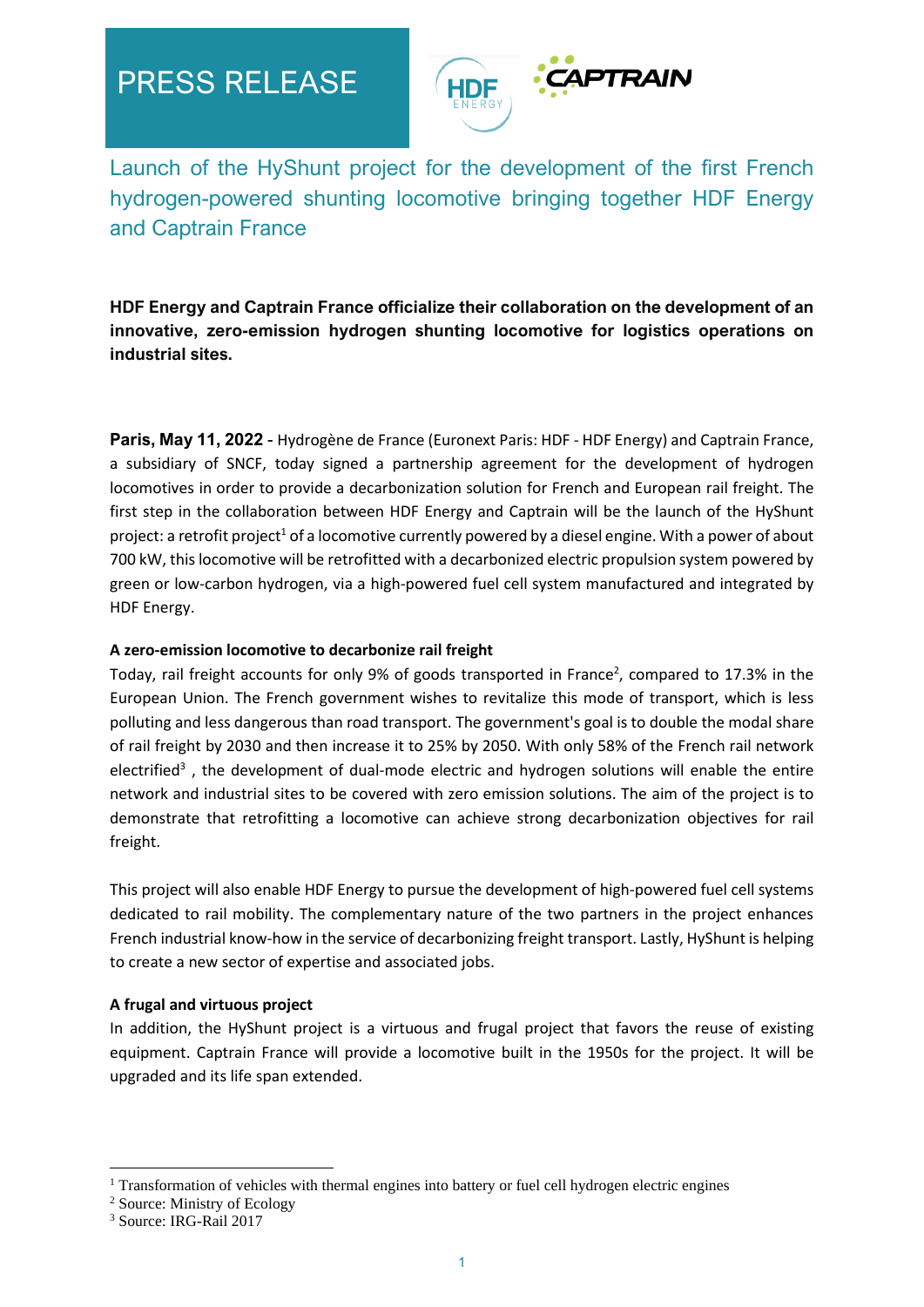# PRESS RELEASE

## Launch of the HyShunt project for the development of the first French hydrogen-powered shunting locomotive bringing together HDF Energy and Captrain France

**HDF Energy and Captrain France officialize their collaboration on the development of an innovative, zero-emission hydrogen shunting locomotive for logistics operations on industrial sites.**

**Paris, May 11, 2022** - Hydrogène de France (Euronext Paris: HDF - HDF Energy) and Captrain France, a subsidiary of SNCF, today signed a partnership agreement for the development of hydrogen locomotives in order to provide a decarbonization solution for French and European rail freight. The first step in the collaboration between HDF Energy and Captrain will be the launch of the HyShunt project: a retrofit project[1] of a locomotive currently powered by a diesel engine. With a power of about 700 kW, this locomotive will be retrofitted with a decarbonized electric propulsion system powered by green or low-carbon hydrogen, via a high-powered fuel cell system manufactured and integrated by HDF Energy.

**A zero-emission locomotive to decarbonize rail freight**

Today, rail freight accounts for only 9% of goods transported in France[2], compared to 17.3% in the European Union. The French government wishes to revitalize this mode of transport, which is less polluting and less dangerous than road transport. The government's goal is to double the modal share of rail freight by 2030 and then increase it to 25% by 2050. With only 58% of the French rail network electrified[3] , the development of dual-mode electric and hydrogen solutions will enable the entire network and industrial sites to be covered with zero emission solutions. The aim of the project is to demonstrate that retrofitting a locomotive can achieve strong decarbonization objectives for rail freight.

This project will also enable HDF Energy to pursue the development of high-powered fuel cell systems dedicated to rail mobility. The complementary nature of the two partners in the project enhances French industrial know-how in the service of decarbonizing freight transport. Lastly, HyShunt is helping to create a new sector of expertise and associated jobs.

**A frugal and virtuous project**

In addition, the HyShunt project is a virtuous and frugal project that favors the reuse of existing equipment. Captrain France will provide a locomotive built in the 1950s for the project. It will be upgraded and its life span extended.

---

[1] Transformation of vehicles with thermal engines into battery or fuel cell hydrogen electric engines

[2] Source: Ministry of Ecology

[3] Source: IRG-Rail 2017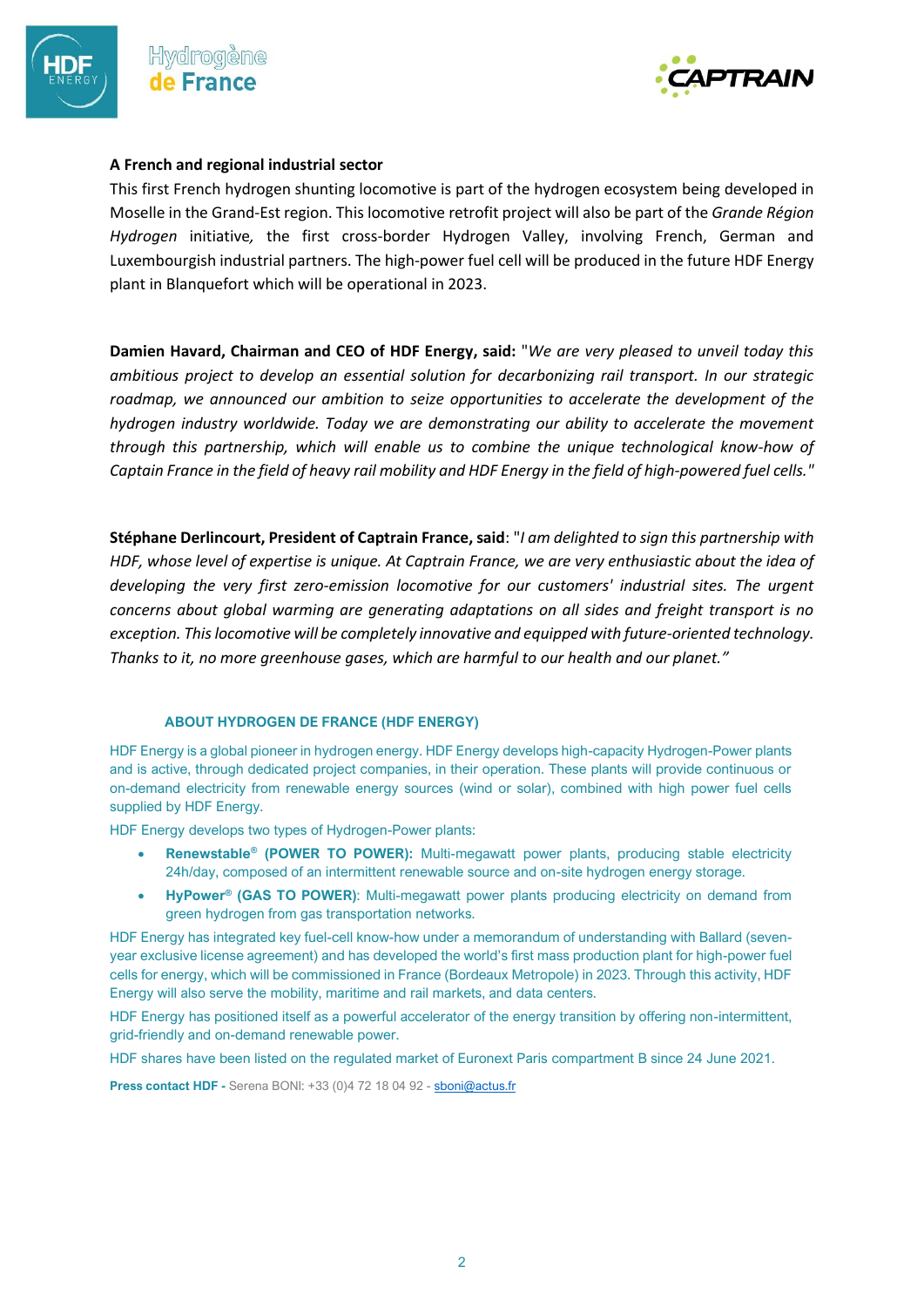### A French and regional industrial sector

This first French hydrogen shunting locomotive is part of the hydrogen ecosystem being developed in Moselle in the Grand-Est region. This locomotive retrofit project will also be part of the *Grande Région Hydrogen* initiative*,* the first cross-border Hydrogen Valley, involving French, German and Luxembourgish industrial partners. The high-power fuel cell will be produced in the future HDF Energy plant in Blanquefort which will be operational in 2023.

**Damien Havard, Chairman and CEO of HDF Energy, said:** "*We are very pleased to unveil today this ambitious project to develop an essential solution for decarbonizing rail transport. In our strategic roadmap, we announced our ambition to seize opportunities to accelerate the development of the hydrogen industry worldwide. Today we are demonstrating our ability to accelerate the movement through this partnership, which will enable us to combine the unique technological know-how of Captain France in the field of heavy rail mobility and HDF Energy in the field of high-powered fuel cells.*"

**Stéphane Derlincourt, President of Captrain France, said**: "*I am delighted to sign this partnership with HDF, whose level of expertise is unique. At Captrain France, we are very enthusiastic about the idea of developing the very first zero-emission locomotive for our customers' industrial sites. The urgent concerns about global warming are generating adaptations on all sides and freight transport is no exception. This locomotive will be completely innovative and equipped with future-oriented technology. Thanks to it, no more greenhouse gases, which are harmful to our health and our planet.*"

### ABOUT HYDROGEN DE FRANCE (HDF ENERGY)

HDF Energy is a global pioneer in hydrogen energy. HDF Energy develops high-capacity Hydrogen-Power plants and is active, through dedicated project companies, in their operation. These plants will provide continuous or on-demand electricity from renewable energy sources (wind or solar), combined with high power fuel cells supplied by HDF Energy.

HDF Energy develops two types of Hydrogen-Power plants:

- **Renewstable® (POWER TO POWER):** Multi-megawatt power plants, producing stable electricity 24h/day, composed of an intermittent renewable source and on-site hydrogen energy storage.
- **HyPower® (GAS TO POWER)**: Multi-megawatt power plants producing electricity on demand from green hydrogen from gas transportation networks.

HDF Energy has integrated key fuel-cell know-how under a memorandum of understanding with Ballard (seven-year exclusive license agreement) and has developed the world's first mass production plant for high-power fuel cells for energy, which will be commissioned in France (Bordeaux Metropole) in 2023. Through this activity, HDF Energy will also serve the mobility, maritime and rail markets, and data centers.

HDF Energy has positioned itself as a powerful accelerator of the energy transition by offering non-intermittent, grid-friendly and on-demand renewable power.

HDF shares have been listed on the regulated market of Euronext Paris compartment B since 24 June 2021.

**Press contact HDF -** Serena BONI: +33 (0)4 72 18 04 92 - sboni@actus.fr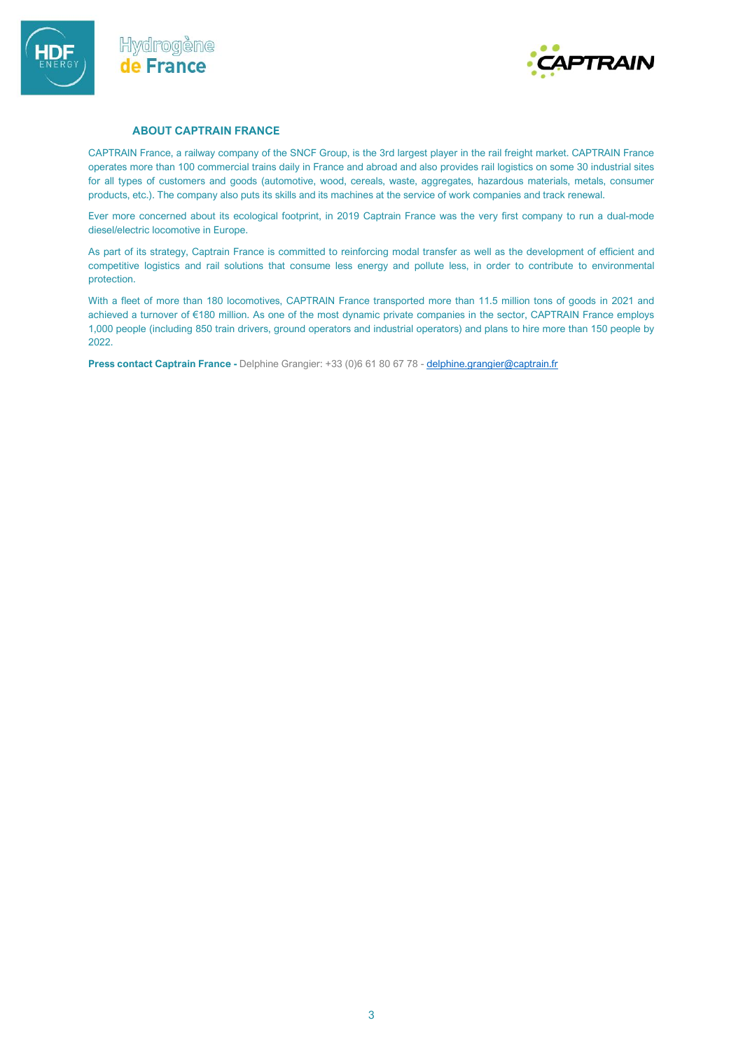## ABOUT CAPTRAIN FRANCE

CAPTRAIN France, a railway company of the SNCF Group, is the 3rd largest player in the rail freight market. CAPTRAIN France operates more than 100 commercial trains daily in France and abroad and also provides rail logistics on some 30 industrial sites for all types of customers and goods (automotive, wood, cereals, waste, aggregates, hazardous materials, metals, consumer products, etc.). The company also puts its skills and its machines at the service of work companies and track renewal.

Ever more concerned about its ecological footprint, in 2019 Captrain France was the very first company to run a dual-mode diesel/electric locomotive in Europe.

As part of its strategy, Captrain France is committed to reinforcing modal transfer as well as the development of efficient and competitive logistics and rail solutions that consume less energy and pollute less, in order to contribute to environmental protection.

With a fleet of more than 180 locomotives, CAPTRAIN France transported more than 11.5 million tons of goods in 2021 and achieved a turnover of €180 million. As one of the most dynamic private companies in the sector, CAPTRAIN France employs 1,000 people (including 850 train drivers, ground operators and industrial operators) and plans to hire more than 150 people by 2022.

**Press contact Captrain France -** Delphine Grangier: +33 (0)6 61 80 67 78 - delphine.grangier@captrain.fr